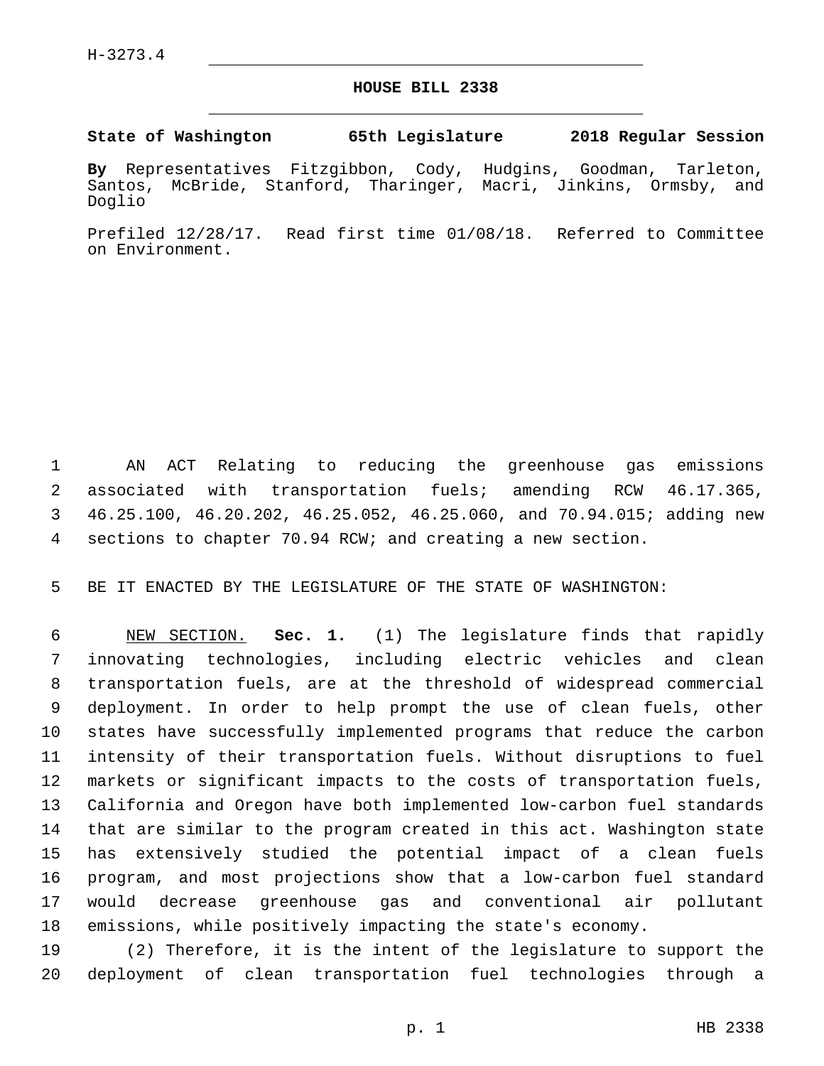H-3273.4

# HOUSE BILL 2338

**State of Washington 65th Legislature 2018 Regular Session**

**By** Representatives Fitzgibbon, Cody, Hudgins, Goodman, Tarleton, Santos, McBride, Stanford, Tharinger, Macri, Jinkins, Ormsby, and Doglio

Prefiled 12/28/17. Read first time 01/08/18. Referred to Committee on Environment.

AN ACT Relating to reducing the greenhouse gas emissions associated with transportation fuels; amending RCW 46.17.365, 46.25.100, 46.20.202, 46.25.052, 46.25.060, and 70.94.015; adding new sections to chapter 70.94 RCW; and creating a new section.

BE IT ENACTED BY THE LEGISLATURE OF THE STATE OF WASHINGTON:

NEW SECTION. **Sec. 1.** (1) The legislature finds that rapidly innovating technologies, including electric vehicles and clean transportation fuels, are at the threshold of widespread commercial deployment. In order to help prompt the use of clean fuels, other states have successfully implemented programs that reduce the carbon intensity of their transportation fuels. Without disruptions to fuel markets or significant impacts to the costs of transportation fuels, California and Oregon have both implemented low-carbon fuel standards that are similar to the program created in this act. Washington state has extensively studied the potential impact of a clean fuels program, and most projections show that a low-carbon fuel standard would decrease greenhouse gas and conventional air pollutant emissions, while positively impacting the state's economy.

(2) Therefore, it is the intent of the legislature to support the deployment of clean transportation fuel technologies through a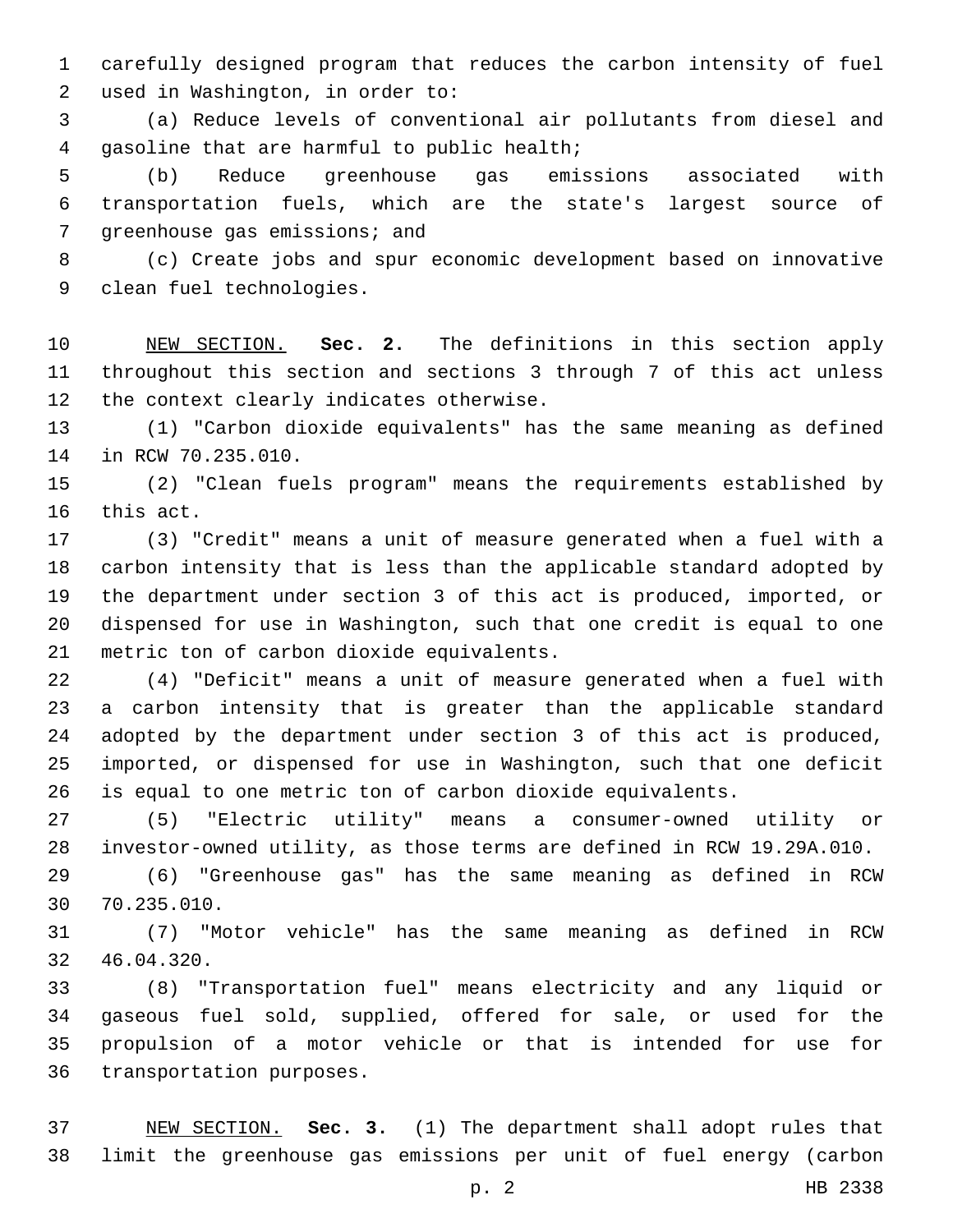carefully designed program that reduces the carbon intensity of fuel used in Washington, in order to:

(a) Reduce levels of conventional air pollutants from diesel and gasoline that are harmful to public health;

(b) Reduce greenhouse gas emissions associated with transportation fuels, which are the state's largest source of greenhouse gas emissions; and

(c) Create jobs and spur economic development based on innovative clean fuel technologies.

NEW SECTION. **Sec. 2.** The definitions in this section apply throughout this section and sections 3 through 7 of this act unless the context clearly indicates otherwise.

(1) "Carbon dioxide equivalents" has the same meaning as defined in RCW 70.235.010.

(2) "Clean fuels program" means the requirements established by this act.

(3) "Credit" means a unit of measure generated when a fuel with a carbon intensity that is less than the applicable standard adopted by the department under section 3 of this act is produced, imported, or dispensed for use in Washington, such that one credit is equal to one metric ton of carbon dioxide equivalents.

(4) "Deficit" means a unit of measure generated when a fuel with a carbon intensity that is greater than the applicable standard adopted by the department under section 3 of this act is produced, imported, or dispensed for use in Washington, such that one deficit is equal to one metric ton of carbon dioxide equivalents.

(5) "Electric utility" means a consumer-owned utility or investor-owned utility, as those terms are defined in RCW 19.29A.010.

(6) "Greenhouse gas" has the same meaning as defined in RCW 70.235.010.

(7) "Motor vehicle" has the same meaning as defined in RCW 46.04.320.

(8) "Transportation fuel" means electricity and any liquid or gaseous fuel sold, supplied, offered for sale, or used for the propulsion of a motor vehicle or that is intended for use for transportation purposes.

NEW SECTION. **Sec. 3.** (1) The department shall adopt rules that limit the greenhouse gas emissions per unit of fuel energy (carbon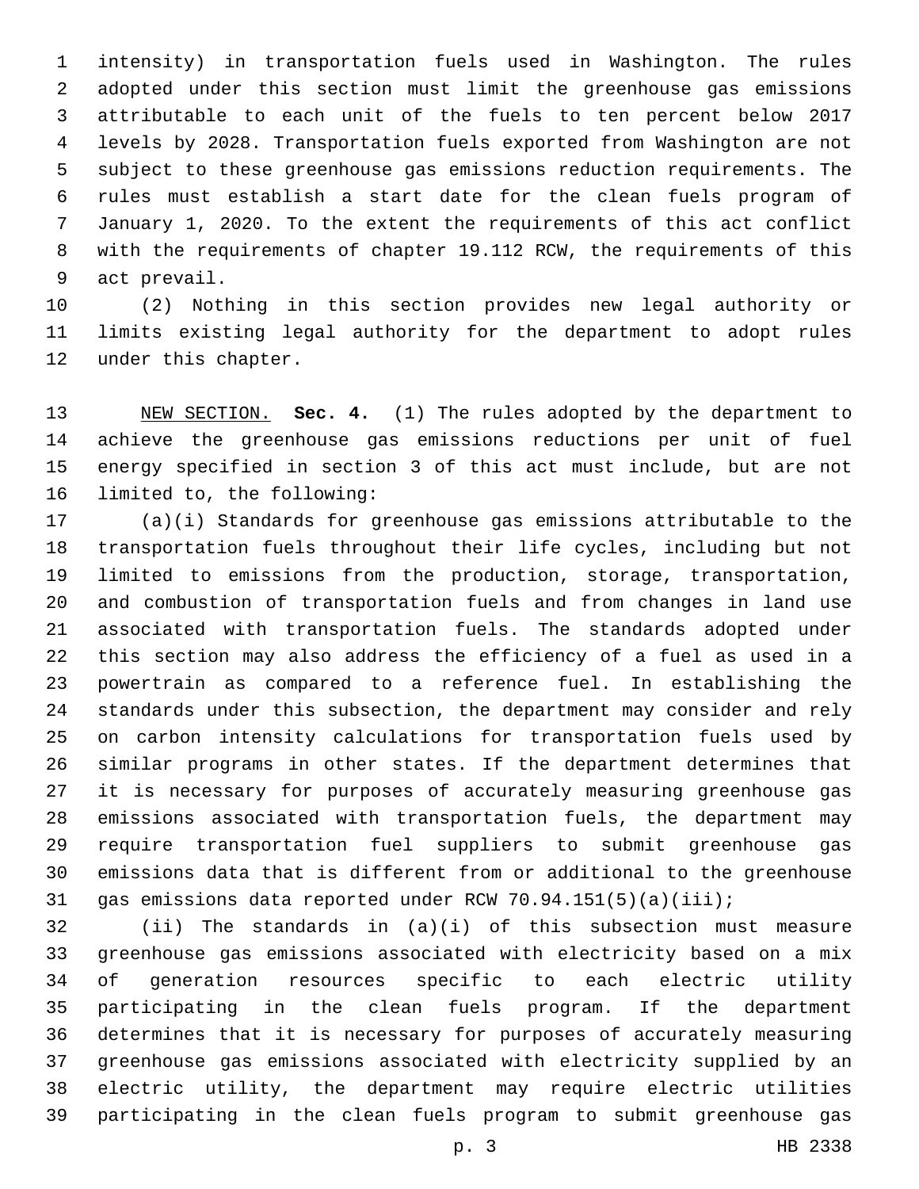intensity) in transportation fuels used in Washington. The rules adopted under this section must limit the greenhouse gas emissions attributable to each unit of the fuels to ten percent below 2017 levels by 2028. Transportation fuels exported from Washington are not subject to these greenhouse gas emissions reduction requirements. The rules must establish a start date for the clean fuels program of January 1, 2020. To the extent the requirements of this act conflict with the requirements of chapter 19.112 RCW, the requirements of this act prevail.

(2) Nothing in this section provides new legal authority or limits existing legal authority for the department to adopt rules under this chapter.

NEW SECTION. **Sec. 4.** (1) The rules adopted by the department to achieve the greenhouse gas emissions reductions per unit of fuel energy specified in section 3 of this act must include, but are not limited to, the following:

(a)(i) Standards for greenhouse gas emissions attributable to the transportation fuels throughout their life cycles, including but not limited to emissions from the production, storage, transportation, and combustion of transportation fuels and from changes in land use associated with transportation fuels. The standards adopted under this section may also address the efficiency of a fuel as used in a powertrain as compared to a reference fuel. In establishing the standards under this subsection, the department may consider and rely on carbon intensity calculations for transportation fuels used by similar programs in other states. If the department determines that it is necessary for purposes of accurately measuring greenhouse gas emissions associated with transportation fuels, the department may require transportation fuel suppliers to submit greenhouse gas emissions data that is different from or additional to the greenhouse gas emissions data reported under RCW 70.94.151(5)(a)(iii);

(ii) The standards in (a)(i) of this subsection must measure greenhouse gas emissions associated with electricity based on a mix of generation resources specific to each electric utility participating in the clean fuels program. If the department determines that it is necessary for purposes of accurately measuring greenhouse gas emissions associated with electricity supplied by an electric utility, the department may require electric utilities participating in the clean fuels program to submit greenhouse gas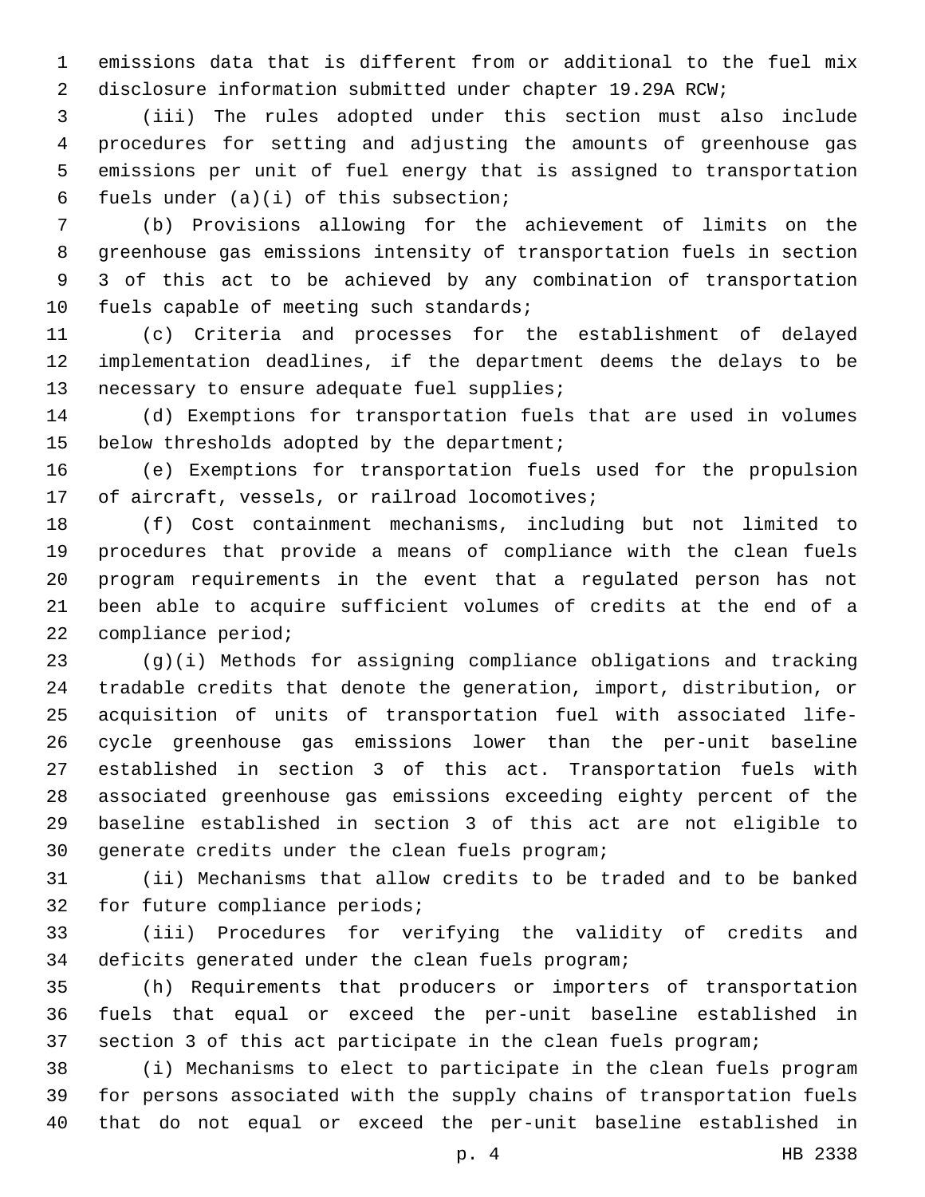emissions data that is different from or additional to the fuel mix disclosure information submitted under chapter 19.29A RCW;

(iii) The rules adopted under this section must also include procedures for setting and adjusting the amounts of greenhouse gas emissions per unit of fuel energy that is assigned to transportation fuels under (a)(i) of this subsection;

(b) Provisions allowing for the achievement of limits on the greenhouse gas emissions intensity of transportation fuels in section 3 of this act to be achieved by any combination of transportation fuels capable of meeting such standards;

(c) Criteria and processes for the establishment of delayed implementation deadlines, if the department deems the delays to be necessary to ensure adequate fuel supplies;

(d) Exemptions for transportation fuels that are used in volumes below thresholds adopted by the department;

(e) Exemptions for transportation fuels used for the propulsion of aircraft, vessels, or railroad locomotives;

(f) Cost containment mechanisms, including but not limited to procedures that provide a means of compliance with the clean fuels program requirements in the event that a regulated person has not been able to acquire sufficient volumes of credits at the end of a compliance period;

(g)(i) Methods for assigning compliance obligations and tracking tradable credits that denote the generation, import, distribution, or acquisition of units of transportation fuel with associated life-cycle greenhouse gas emissions lower than the per-unit baseline established in section 3 of this act. Transportation fuels with associated greenhouse gas emissions exceeding eighty percent of the baseline established in section 3 of this act are not eligible to generate credits under the clean fuels program;

(ii) Mechanisms that allow credits to be traded and to be banked for future compliance periods;

(iii) Procedures for verifying the validity of credits and deficits generated under the clean fuels program;

(h) Requirements that producers or importers of transportation fuels that equal or exceed the per-unit baseline established in section 3 of this act participate in the clean fuels program;

(i) Mechanisms to elect to participate in the clean fuels program for persons associated with the supply chains of transportation fuels that do not equal or exceed the per-unit baseline established in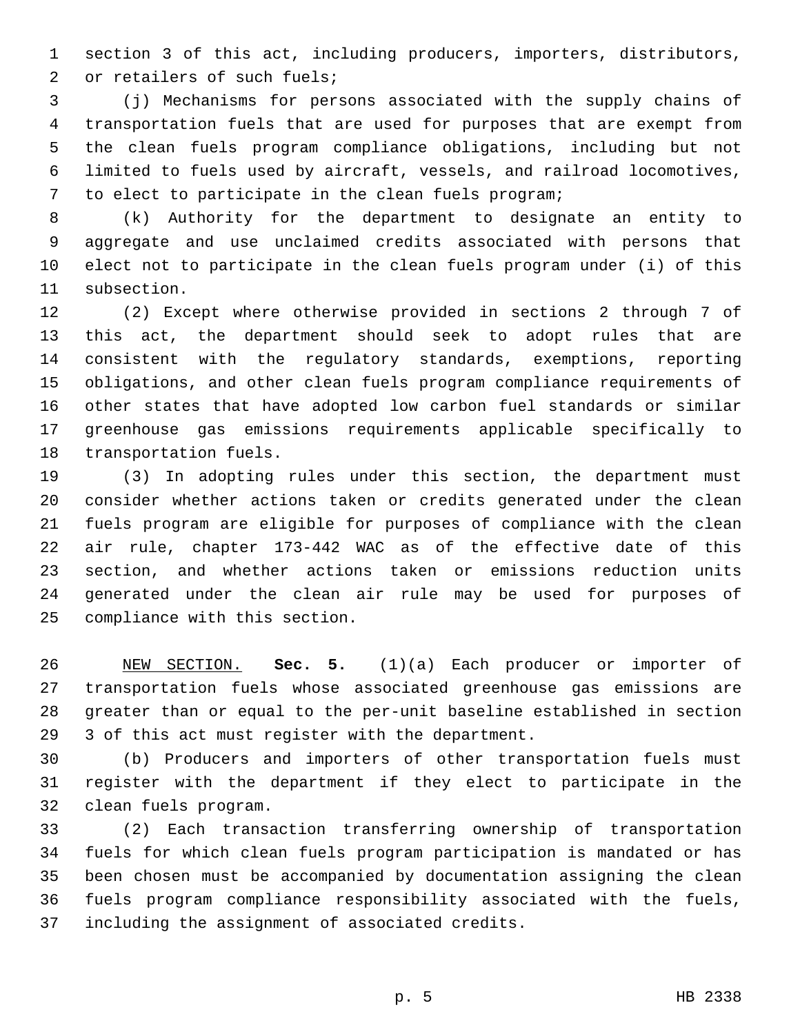section 3 of this act, including producers, importers, distributors, or retailers of such fuels;

(j) Mechanisms for persons associated with the supply chains of transportation fuels that are used for purposes that are exempt from the clean fuels program compliance obligations, including but not limited to fuels used by aircraft, vessels, and railroad locomotives, to elect to participate in the clean fuels program;

(k) Authority for the department to designate an entity to aggregate and use unclaimed credits associated with persons that elect not to participate in the clean fuels program under (i) of this subsection.

(2) Except where otherwise provided in sections 2 through 7 of this act, the department should seek to adopt rules that are consistent with the regulatory standards, exemptions, reporting obligations, and other clean fuels program compliance requirements of other states that have adopted low carbon fuel standards or similar greenhouse gas emissions requirements applicable specifically to transportation fuels.

(3) In adopting rules under this section, the department must consider whether actions taken or credits generated under the clean fuels program are eligible for purposes of compliance with the clean air rule, chapter 173-442 WAC as of the effective date of this section, and whether actions taken or emissions reduction units generated under the clean air rule may be used for purposes of compliance with this section.

NEW SECTION. **Sec. 5.** (1)(a) Each producer or importer of transportation fuels whose associated greenhouse gas emissions are greater than or equal to the per-unit baseline established in section 3 of this act must register with the department.

(b) Producers and importers of other transportation fuels must register with the department if they elect to participate in the clean fuels program.

(2) Each transaction transferring ownership of transportation fuels for which clean fuels program participation is mandated or has been chosen must be accompanied by documentation assigning the clean fuels program compliance responsibility associated with the fuels, including the assignment of associated credits.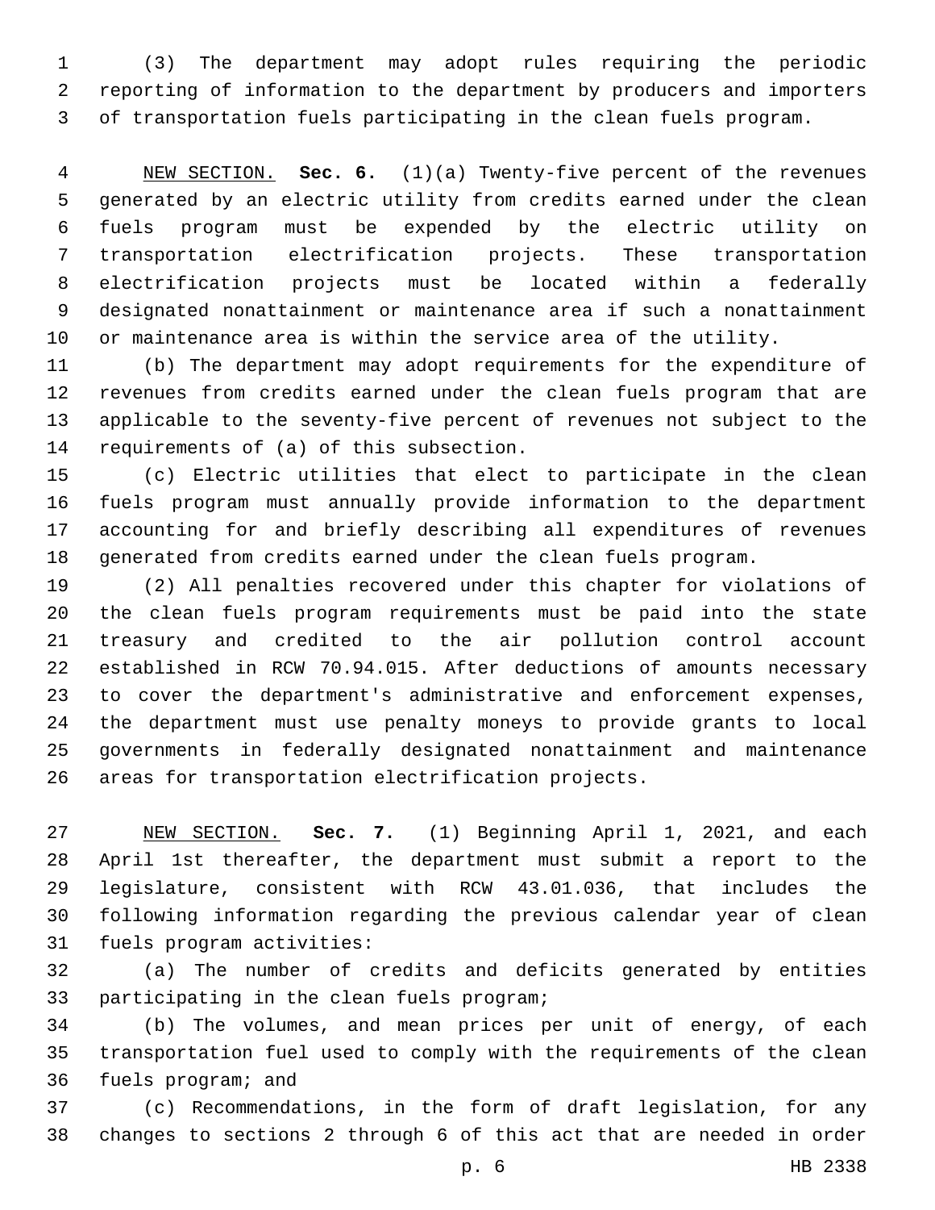(3) The department may adopt rules requiring the periodic reporting of information to the department by producers and importers of transportation fuels participating in the clean fuels program.

NEW SECTION. **Sec. 6.** (1)(a) Twenty-five percent of the revenues generated by an electric utility from credits earned under the clean fuels program must be expended by the electric utility on transportation electrification projects. These transportation electrification projects must be located within a federally designated nonattainment or maintenance area if such a nonattainment or maintenance area is within the service area of the utility.

(b) The department may adopt requirements for the expenditure of revenues from credits earned under the clean fuels program that are applicable to the seventy-five percent of revenues not subject to the requirements of (a) of this subsection.

(c) Electric utilities that elect to participate in the clean fuels program must annually provide information to the department accounting for and briefly describing all expenditures of revenues generated from credits earned under the clean fuels program.

(2) All penalties recovered under this chapter for violations of the clean fuels program requirements must be paid into the state treasury and credited to the air pollution control account established in RCW 70.94.015. After deductions of amounts necessary to cover the department's administrative and enforcement expenses, the department must use penalty moneys to provide grants to local governments in federally designated nonattainment and maintenance areas for transportation electrification projects.

NEW SECTION. **Sec. 7.** (1) Beginning April 1, 2021, and each April 1st thereafter, the department must submit a report to the legislature, consistent with RCW 43.01.036, that includes the following information regarding the previous calendar year of clean fuels program activities:

(a) The number of credits and deficits generated by entities participating in the clean fuels program;

(b) The volumes, and mean prices per unit of energy, of each transportation fuel used to comply with the requirements of the clean fuels program; and

(c) Recommendations, in the form of draft legislation, for any changes to sections 2 through 6 of this act that are needed in order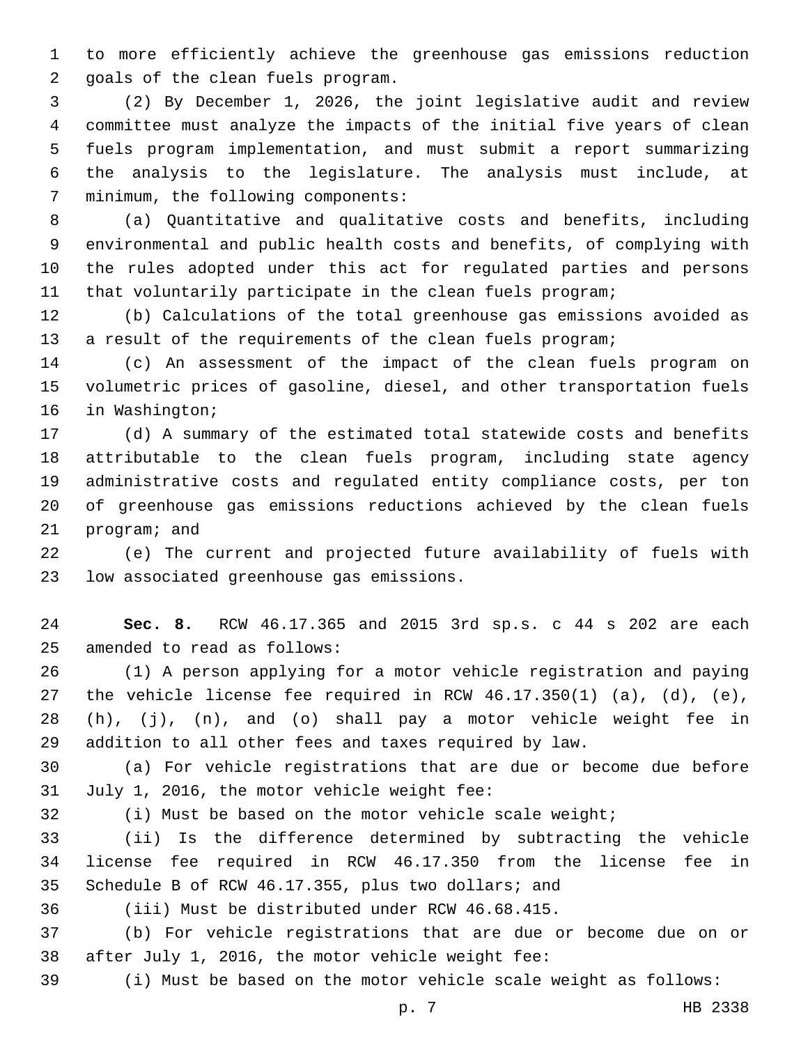to more efficiently achieve the greenhouse gas emissions reduction goals of the clean fuels program.

(2) By December 1, 2026, the joint legislative audit and review committee must analyze the impacts of the initial five years of clean fuels program implementation, and must submit a report summarizing the analysis to the legislature. The analysis must include, at minimum, the following components:

(a) Quantitative and qualitative costs and benefits, including environmental and public health costs and benefits, of complying with the rules adopted under this act for regulated parties and persons that voluntarily participate in the clean fuels program;

(b) Calculations of the total greenhouse gas emissions avoided as a result of the requirements of the clean fuels program;

(c) An assessment of the impact of the clean fuels program on volumetric prices of gasoline, diesel, and other transportation fuels in Washington;

(d) A summary of the estimated total statewide costs and benefits attributable to the clean fuels program, including state agency administrative costs and regulated entity compliance costs, per ton of greenhouse gas emissions reductions achieved by the clean fuels program; and

(e) The current and projected future availability of fuels with low associated greenhouse gas emissions.

**Sec. 8.** RCW 46.17.365 and 2015 3rd sp.s. c 44 s 202 are each amended to read as follows:

(1) A person applying for a motor vehicle registration and paying the vehicle license fee required in RCW 46.17.350(1) (a), (d), (e), (h), (j), (n), and (o) shall pay a motor vehicle weight fee in addition to all other fees and taxes required by law.

(a) For vehicle registrations that are due or become due before July 1, 2016, the motor vehicle weight fee:

(i) Must be based on the motor vehicle scale weight;

(ii) Is the difference determined by subtracting the vehicle license fee required in RCW 46.17.350 from the license fee in Schedule B of RCW 46.17.355, plus two dollars; and

(iii) Must be distributed under RCW 46.68.415.

(b) For vehicle registrations that are due or become due on or after July 1, 2016, the motor vehicle weight fee:

(i) Must be based on the motor vehicle scale weight as follows: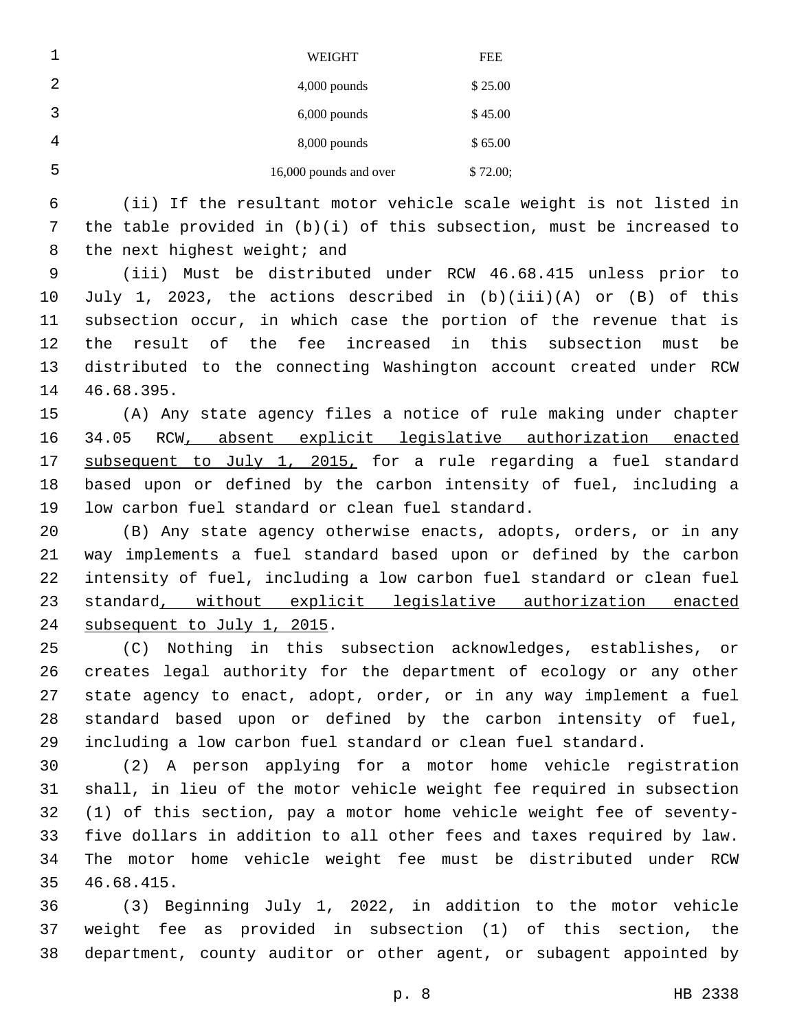| WEIGHT | FEE |
|---|---|
| 4,000 pounds | $ 25.00 |
| 6,000 pounds | $ 45.00 |
| 8,000 pounds | $ 65.00 |
| 16,000 pounds and over | $ 72.00; |

(ii) If the resultant motor vehicle scale weight is not listed in the table provided in (b)(i) of this subsection, must be increased to the next highest weight; and

(iii) Must be distributed under RCW 46.68.415 unless prior to July 1, 2023, the actions described in (b)(iii)(A) or (B) of this subsection occur, in which case the portion of the revenue that is the result of the fee increased in this subsection must be distributed to the connecting Washington account created under RCW 46.68.395.

(A) Any state agency files a notice of rule making under chapter 34.05 RCW<u>, absent explicit legislative authorization enacted subsequent to July 1, 2015,</u> for a rule regarding a fuel standard based upon or defined by the carbon intensity of fuel, including a low carbon fuel standard or clean fuel standard.

(B) Any state agency otherwise enacts, adopts, orders, or in any way implements a fuel standard based upon or defined by the carbon intensity of fuel, including a low carbon fuel standard or clean fuel standard<u>, without explicit legislative authorization enacted subsequent to July 1, 2015</u>.

(C) Nothing in this subsection acknowledges, establishes, or creates legal authority for the department of ecology or any other state agency to enact, adopt, order, or in any way implement a fuel standard based upon or defined by the carbon intensity of fuel, including a low carbon fuel standard or clean fuel standard.

(2) A person applying for a motor home vehicle registration shall, in lieu of the motor vehicle weight fee required in subsection (1) of this section, pay a motor home vehicle weight fee of seventy-five dollars in addition to all other fees and taxes required by law. The motor home vehicle weight fee must be distributed under RCW 46.68.415.

(3) Beginning July 1, 2022, in addition to the motor vehicle weight fee as provided in subsection (1) of this section, the department, county auditor or other agent, or subagent appointed by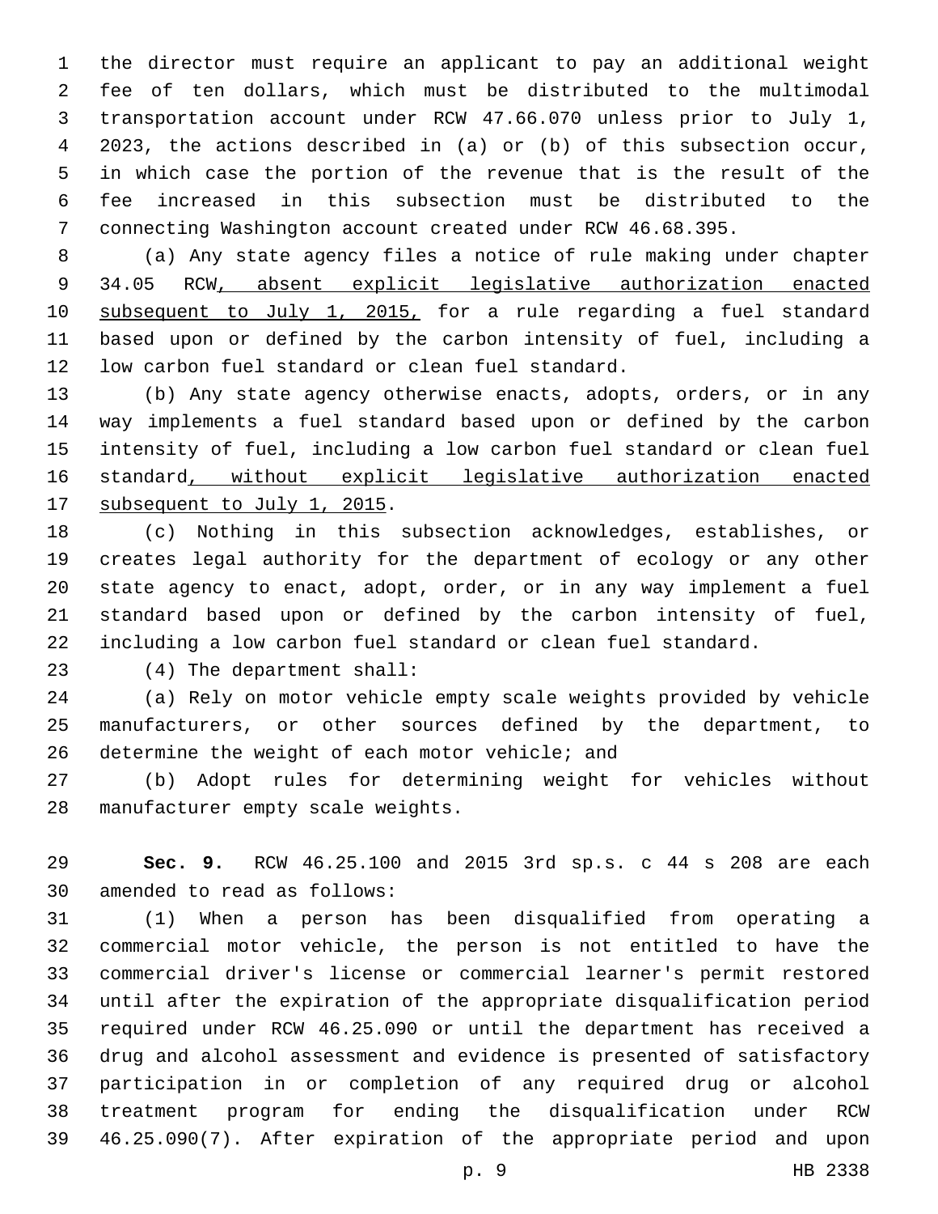the director must require an applicant to pay an additional weight fee of ten dollars, which must be distributed to the multimodal transportation account under RCW 47.66.070 unless prior to July 1, 2023, the actions described in (a) or (b) of this subsection occur, in which case the portion of the revenue that is the result of the fee increased in this subsection must be distributed to the connecting Washington account created under RCW 46.68.395.

(a) Any state agency files a notice of rule making under chapter 34.05 RCW, absent explicit legislative authorization enacted subsequent to July 1, 2015, for a rule regarding a fuel standard based upon or defined by the carbon intensity of fuel, including a low carbon fuel standard or clean fuel standard.

(b) Any state agency otherwise enacts, adopts, orders, or in any way implements a fuel standard based upon or defined by the carbon intensity of fuel, including a low carbon fuel standard or clean fuel standard, without explicit legislative authorization enacted subsequent to July 1, 2015.

(c) Nothing in this subsection acknowledges, establishes, or creates legal authority for the department of ecology or any other state agency to enact, adopt, order, or in any way implement a fuel standard based upon or defined by the carbon intensity of fuel, including a low carbon fuel standard or clean fuel standard.

(4) The department shall:

(a) Rely on motor vehicle empty scale weights provided by vehicle manufacturers, or other sources defined by the department, to determine the weight of each motor vehicle; and

(b) Adopt rules for determining weight for vehicles without manufacturer empty scale weights.

**Sec. 9.** RCW 46.25.100 and 2015 3rd sp.s. c 44 s 208 are each amended to read as follows:

(1) When a person has been disqualified from operating a commercial motor vehicle, the person is not entitled to have the commercial driver's license or commercial learner's permit restored until after the expiration of the appropriate disqualification period required under RCW 46.25.090 or until the department has received a drug and alcohol assessment and evidence is presented of satisfactory participation in or completion of any required drug or alcohol treatment program for ending the disqualification under RCW 46.25.090(7). After expiration of the appropriate period and upon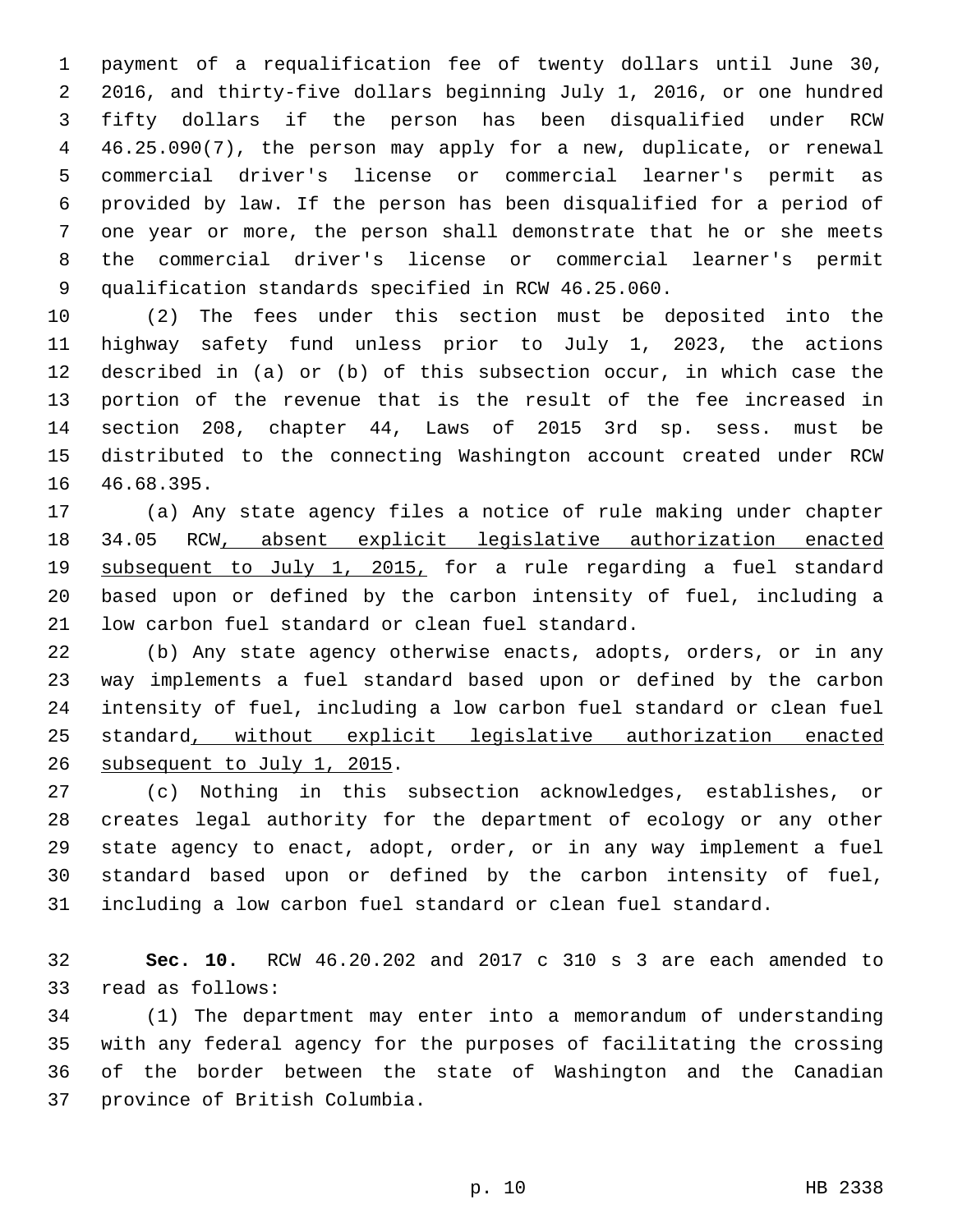payment of a requalification fee of twenty dollars until June 30, 2016, and thirty-five dollars beginning July 1, 2016, or one hundred fifty dollars if the person has been disqualified under RCW 46.25.090(7), the person may apply for a new, duplicate, or renewal commercial driver's license or commercial learner's permit as provided by law. If the person has been disqualified for a period of one year or more, the person shall demonstrate that he or she meets the commercial driver's license or commercial learner's permit qualification standards specified in RCW 46.25.060.

(2) The fees under this section must be deposited into the highway safety fund unless prior to July 1, 2023, the actions described in (a) or (b) of this subsection occur, in which case the portion of the revenue that is the result of the fee increased in section 208, chapter 44, Laws of 2015 3rd sp. sess. must be distributed to the connecting Washington account created under RCW 46.68.395.

(a) Any state agency files a notice of rule making under chapter 34.05 RCW<u>, absent explicit legislative authorization enacted subsequent to July 1, 2015,</u> for a rule regarding a fuel standard based upon or defined by the carbon intensity of fuel, including a low carbon fuel standard or clean fuel standard.

(b) Any state agency otherwise enacts, adopts, orders, or in any way implements a fuel standard based upon or defined by the carbon intensity of fuel, including a low carbon fuel standard or clean fuel standard<u>, without explicit legislative authorization enacted subsequent to July 1, 2015</u>.

(c) Nothing in this subsection acknowledges, establishes, or creates legal authority for the department of ecology or any other state agency to enact, adopt, order, or in any way implement a fuel standard based upon or defined by the carbon intensity of fuel, including a low carbon fuel standard or clean fuel standard.

**Sec. 10.** RCW 46.20.202 and 2017 c 310 s 3 are each amended to read as follows:

(1) The department may enter into a memorandum of understanding with any federal agency for the purposes of facilitating the crossing of the border between the state of Washington and the Canadian province of British Columbia.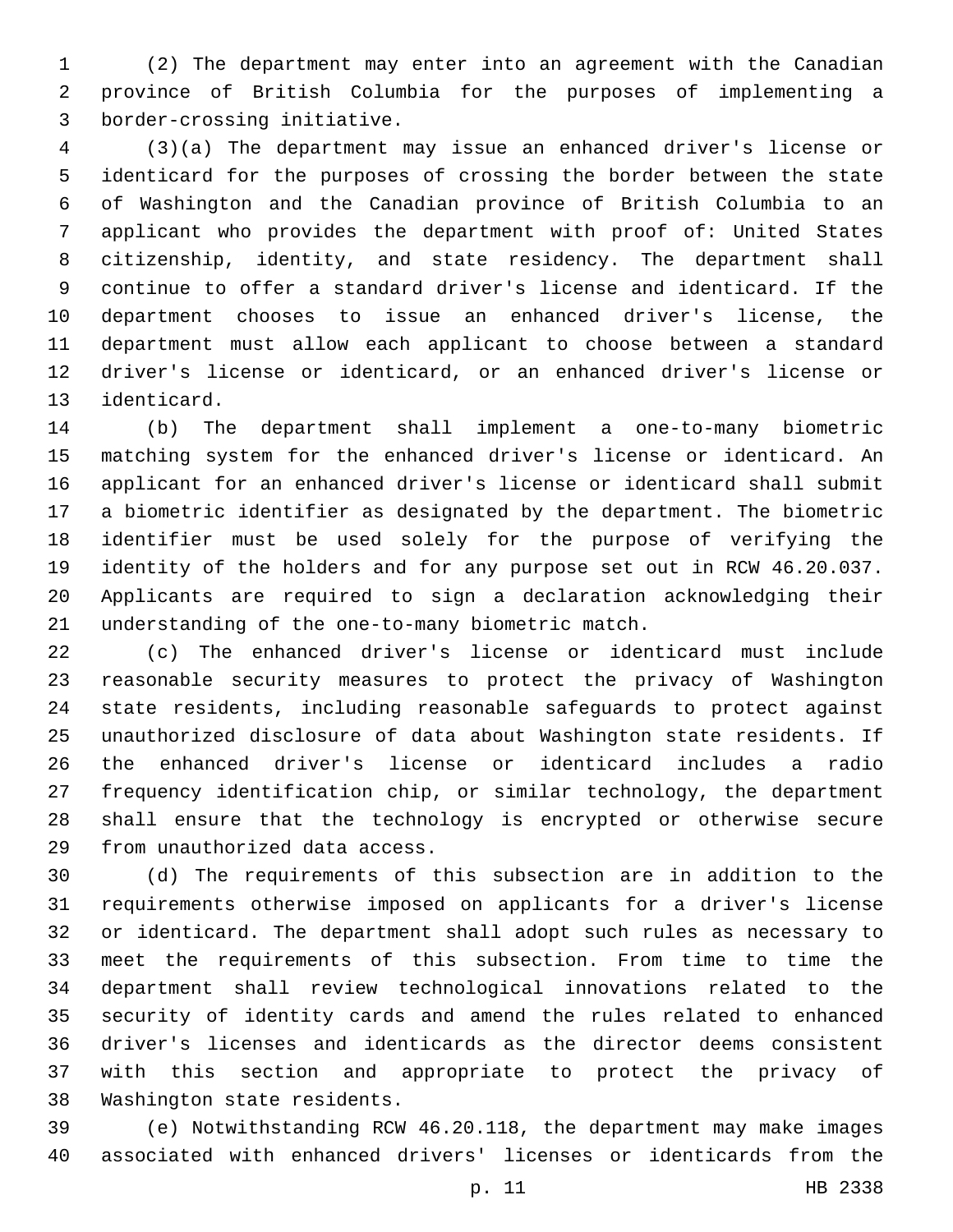(2) The department may enter into an agreement with the Canadian province of British Columbia for the purposes of implementing a border-crossing initiative.

(3)(a) The department may issue an enhanced driver's license or identicard for the purposes of crossing the border between the state of Washington and the Canadian province of British Columbia to an applicant who provides the department with proof of: United States citizenship, identity, and state residency. The department shall continue to offer a standard driver's license and identicard. If the department chooses to issue an enhanced driver's license, the department must allow each applicant to choose between a standard driver's license or identicard, or an enhanced driver's license or identicard.

(b) The department shall implement a one-to-many biometric matching system for the enhanced driver's license or identicard. An applicant for an enhanced driver's license or identicard shall submit a biometric identifier as designated by the department. The biometric identifier must be used solely for the purpose of verifying the identity of the holders and for any purpose set out in RCW 46.20.037. Applicants are required to sign a declaration acknowledging their understanding of the one-to-many biometric match.

(c) The enhanced driver's license or identicard must include reasonable security measures to protect the privacy of Washington state residents, including reasonable safeguards to protect against unauthorized disclosure of data about Washington state residents. If the enhanced driver's license or identicard includes a radio frequency identification chip, or similar technology, the department shall ensure that the technology is encrypted or otherwise secure from unauthorized data access.

(d) The requirements of this subsection are in addition to the requirements otherwise imposed on applicants for a driver's license or identicard. The department shall adopt such rules as necessary to meet the requirements of this subsection. From time to time the department shall review technological innovations related to the security of identity cards and amend the rules related to enhanced driver's licenses and identicards as the director deems consistent with this section and appropriate to protect the privacy of Washington state residents.

(e) Notwithstanding RCW 46.20.118, the department may make images associated with enhanced drivers' licenses or identicards from the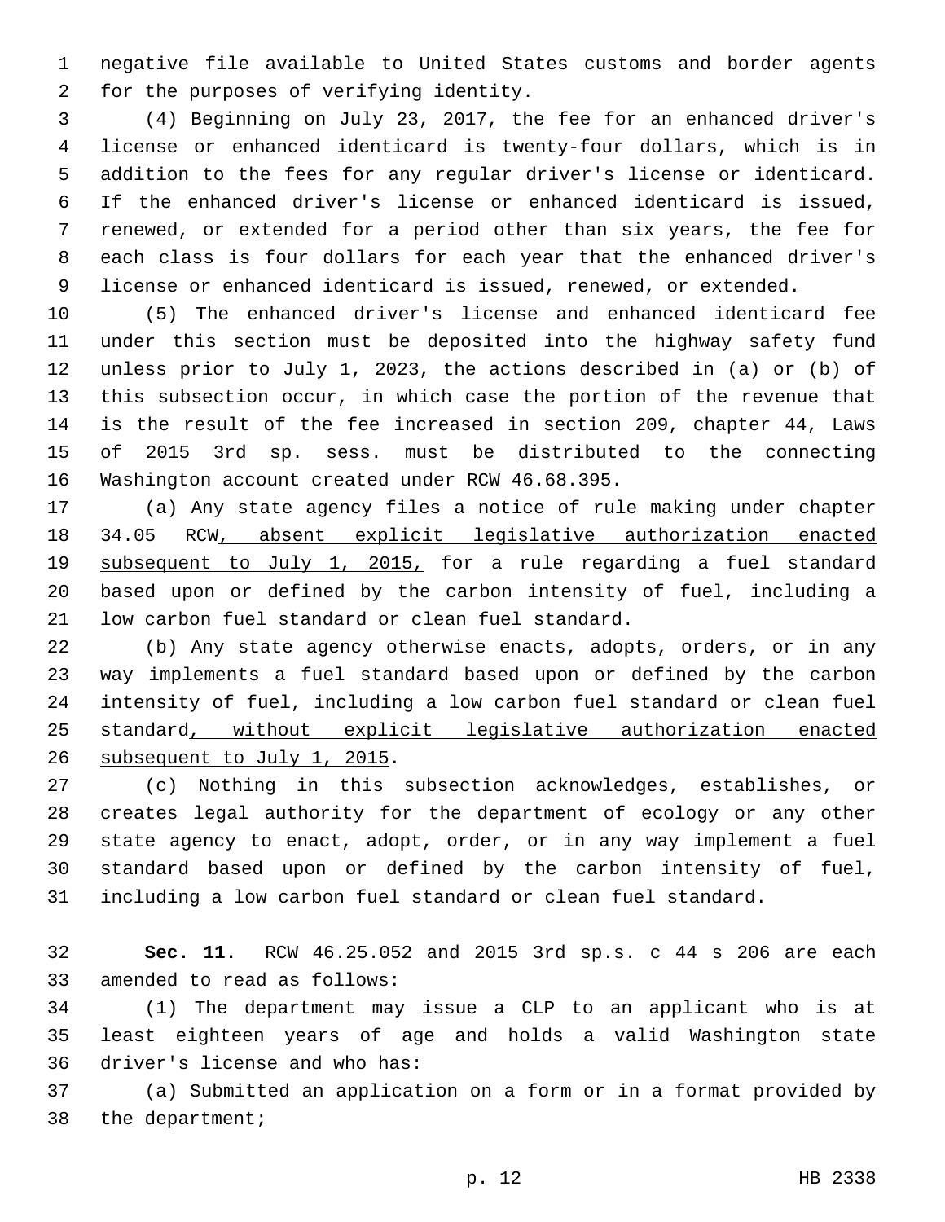negative file available to United States customs and border agents for the purposes of verifying identity.

(4) Beginning on July 23, 2017, the fee for an enhanced driver's license or enhanced identicard is twenty-four dollars, which is in addition to the fees for any regular driver's license or identicard. If the enhanced driver's license or enhanced identicard is issued, renewed, or extended for a period other than six years, the fee for each class is four dollars for each year that the enhanced driver's license or enhanced identicard is issued, renewed, or extended.

(5) The enhanced driver's license and enhanced identicard fee under this section must be deposited into the highway safety fund unless prior to July 1, 2023, the actions described in (a) or (b) of this subsection occur, in which case the portion of the revenue that is the result of the fee increased in section 209, chapter 44, Laws of 2015 3rd sp. sess. must be distributed to the connecting Washington account created under RCW 46.68.395.

(a) Any state agency files a notice of rule making under chapter 34.05 RCW, absent explicit legislative authorization enacted subsequent to July 1, 2015, for a rule regarding a fuel standard based upon or defined by the carbon intensity of fuel, including a low carbon fuel standard or clean fuel standard.

(b) Any state agency otherwise enacts, adopts, orders, or in any way implements a fuel standard based upon or defined by the carbon intensity of fuel, including a low carbon fuel standard or clean fuel standard, without explicit legislative authorization enacted subsequent to July 1, 2015.

(c) Nothing in this subsection acknowledges, establishes, or creates legal authority for the department of ecology or any other state agency to enact, adopt, order, or in any way implement a fuel standard based upon or defined by the carbon intensity of fuel, including a low carbon fuel standard or clean fuel standard.

**Sec. 11.** RCW 46.25.052 and 2015 3rd sp.s. c 44 s 206 are each amended to read as follows:

(1) The department may issue a CLP to an applicant who is at least eighteen years of age and holds a valid Washington state driver's license and who has:

(a) Submitted an application on a form or in a format provided by the department;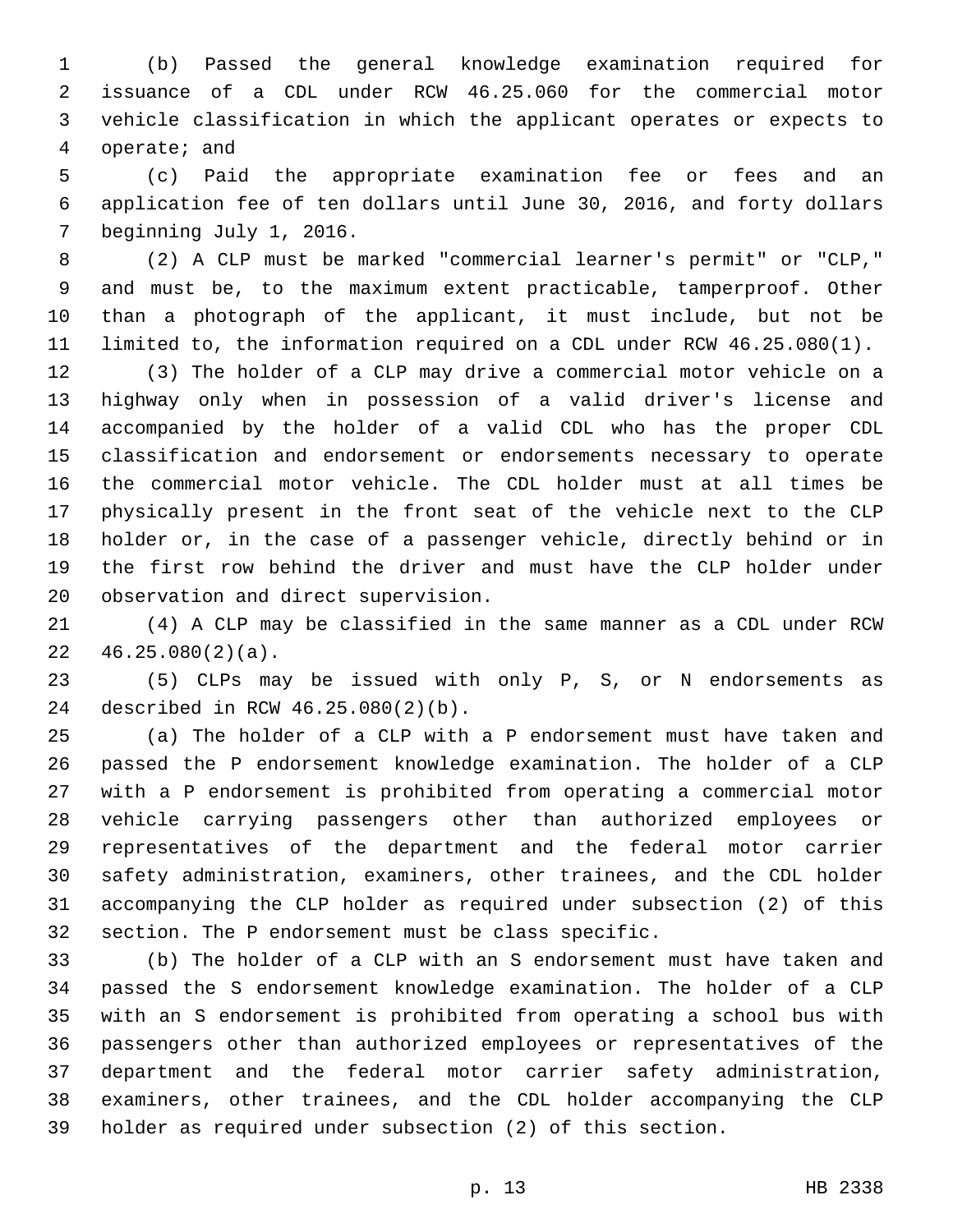(b) Passed the general knowledge examination required for issuance of a CDL under RCW 46.25.060 for the commercial motor vehicle classification in which the applicant operates or expects to operate; and

(c) Paid the appropriate examination fee or fees and an application fee of ten dollars until June 30, 2016, and forty dollars beginning July 1, 2016.

(2) A CLP must be marked "commercial learner's permit" or "CLP," and must be, to the maximum extent practicable, tamperproof. Other than a photograph of the applicant, it must include, but not be limited to, the information required on a CDL under RCW 46.25.080(1).

(3) The holder of a CLP may drive a commercial motor vehicle on a highway only when in possession of a valid driver's license and accompanied by the holder of a valid CDL who has the proper CDL classification and endorsement or endorsements necessary to operate the commercial motor vehicle. The CDL holder must at all times be physically present in the front seat of the vehicle next to the CLP holder or, in the case of a passenger vehicle, directly behind or in the first row behind the driver and must have the CLP holder under observation and direct supervision.

(4) A CLP may be classified in the same manner as a CDL under RCW 46.25.080(2)(a).

(5) CLPs may be issued with only P, S, or N endorsements as described in RCW 46.25.080(2)(b).

(a) The holder of a CLP with a P endorsement must have taken and passed the P endorsement knowledge examination. The holder of a CLP with a P endorsement is prohibited from operating a commercial motor vehicle carrying passengers other than authorized employees or representatives of the department and the federal motor carrier safety administration, examiners, other trainees, and the CDL holder accompanying the CLP holder as required under subsection (2) of this section. The P endorsement must be class specific.

(b) The holder of a CLP with an S endorsement must have taken and passed the S endorsement knowledge examination. The holder of a CLP with an S endorsement is prohibited from operating a school bus with passengers other than authorized employees or representatives of the department and the federal motor carrier safety administration, examiners, other trainees, and the CDL holder accompanying the CLP holder as required under subsection (2) of this section.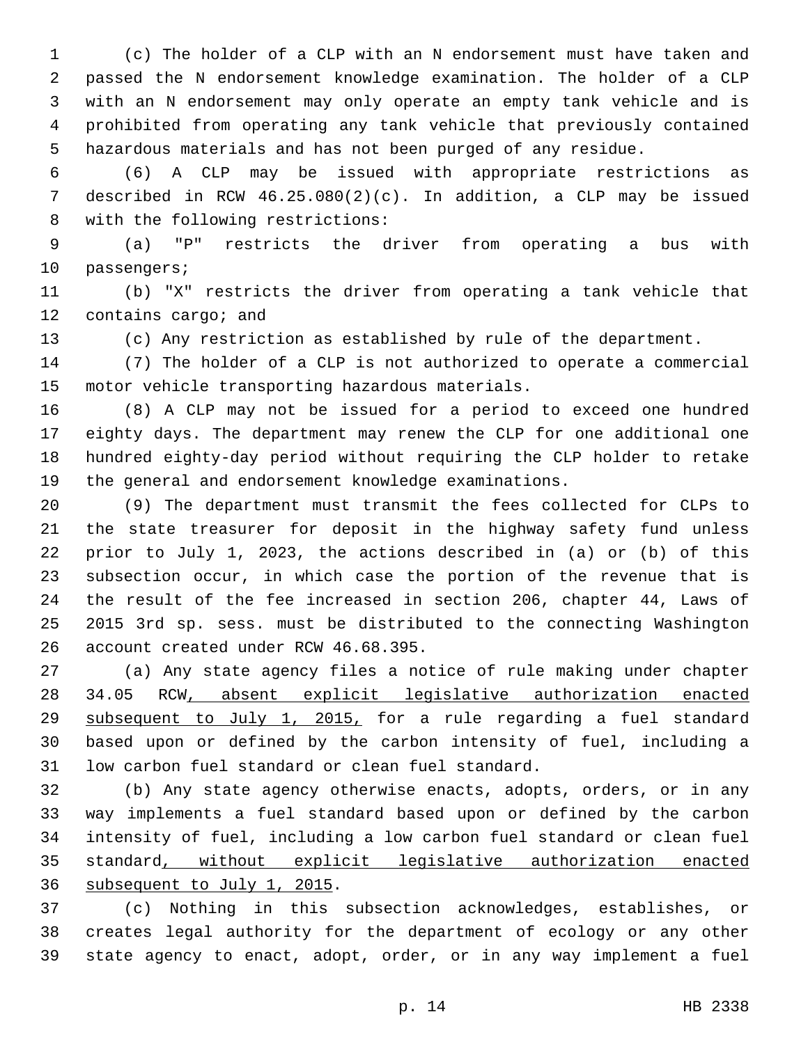(c) The holder of a CLP with an N endorsement must have taken and passed the N endorsement knowledge examination. The holder of a CLP with an N endorsement may only operate an empty tank vehicle and is prohibited from operating any tank vehicle that previously contained hazardous materials and has not been purged of any residue.

(6) A CLP may be issued with appropriate restrictions as described in RCW 46.25.080(2)(c). In addition, a CLP may be issued with the following restrictions:

(a) "P" restricts the driver from operating a bus with passengers;

(b) "X" restricts the driver from operating a tank vehicle that contains cargo; and

(c) Any restriction as established by rule of the department.

(7) The holder of a CLP is not authorized to operate a commercial motor vehicle transporting hazardous materials.

(8) A CLP may not be issued for a period to exceed one hundred eighty days. The department may renew the CLP for one additional one hundred eighty-day period without requiring the CLP holder to retake the general and endorsement knowledge examinations.

(9) The department must transmit the fees collected for CLPs to the state treasurer for deposit in the highway safety fund unless prior to July 1, 2023, the actions described in (a) or (b) of this subsection occur, in which case the portion of the revenue that is the result of the fee increased in section 206, chapter 44, Laws of 2015 3rd sp. sess. must be distributed to the connecting Washington account created under RCW 46.68.395.

(a) Any state agency files a notice of rule making under chapter 34.05 RCW<u>, absent explicit legislative authorization enacted subsequent to July 1, 2015,</u> for a rule regarding a fuel standard based upon or defined by the carbon intensity of fuel, including a low carbon fuel standard or clean fuel standard.

(b) Any state agency otherwise enacts, adopts, orders, or in any way implements a fuel standard based upon or defined by the carbon intensity of fuel, including a low carbon fuel standard or clean fuel standard<u>, without explicit legislative authorization enacted subsequent to July 1, 2015</u>.

(c) Nothing in this subsection acknowledges, establishes, or creates legal authority for the department of ecology or any other state agency to enact, adopt, order, or in any way implement a fuel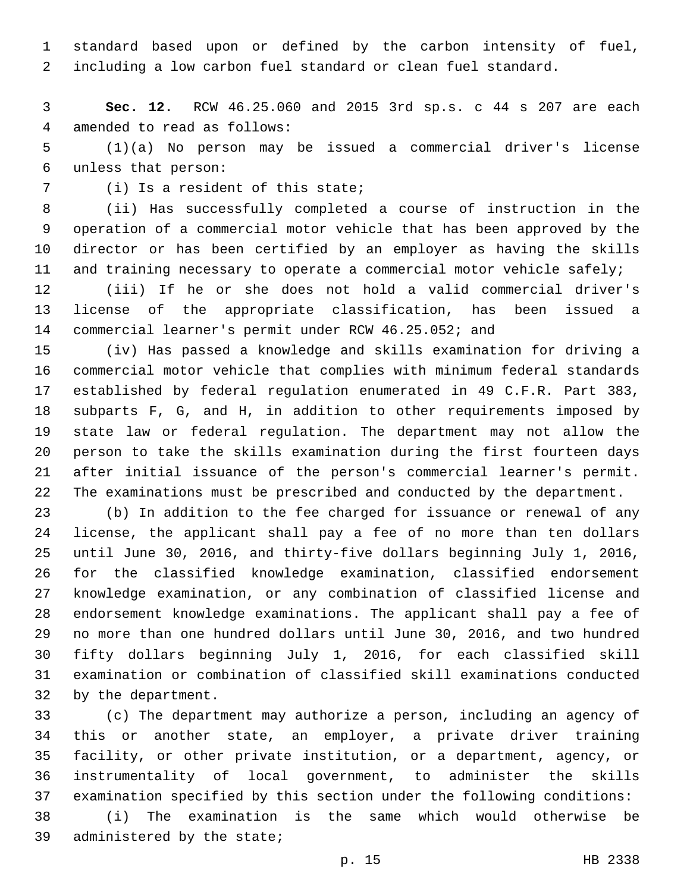standard based upon or defined by the carbon intensity of fuel, including a low carbon fuel standard or clean fuel standard.

**Sec. 12.** RCW 46.25.060 and 2015 3rd sp.s. c 44 s 207 are each amended to read as follows:

(1)(a) No person may be issued a commercial driver's license unless that person:

(i) Is a resident of this state;

(ii) Has successfully completed a course of instruction in the operation of a commercial motor vehicle that has been approved by the director or has been certified by an employer as having the skills and training necessary to operate a commercial motor vehicle safely;

(iii) If he or she does not hold a valid commercial driver's license of the appropriate classification, has been issued a commercial learner's permit under RCW 46.25.052; and

(iv) Has passed a knowledge and skills examination for driving a commercial motor vehicle that complies with minimum federal standards established by federal regulation enumerated in 49 C.F.R. Part 383, subparts F, G, and H, in addition to other requirements imposed by state law or federal regulation. The department may not allow the person to take the skills examination during the first fourteen days after initial issuance of the person's commercial learner's permit. The examinations must be prescribed and conducted by the department.

(b) In addition to the fee charged for issuance or renewal of any license, the applicant shall pay a fee of no more than ten dollars until June 30, 2016, and thirty-five dollars beginning July 1, 2016, for the classified knowledge examination, classified endorsement knowledge examination, or any combination of classified license and endorsement knowledge examinations. The applicant shall pay a fee of no more than one hundred dollars until June 30, 2016, and two hundred fifty dollars beginning July 1, 2016, for each classified skill examination or combination of classified skill examinations conducted by the department.

(c) The department may authorize a person, including an agency of this or another state, an employer, a private driver training facility, or other private institution, or a department, agency, or instrumentality of local government, to administer the skills examination specified by this section under the following conditions:

(i) The examination is the same which would otherwise be administered by the state;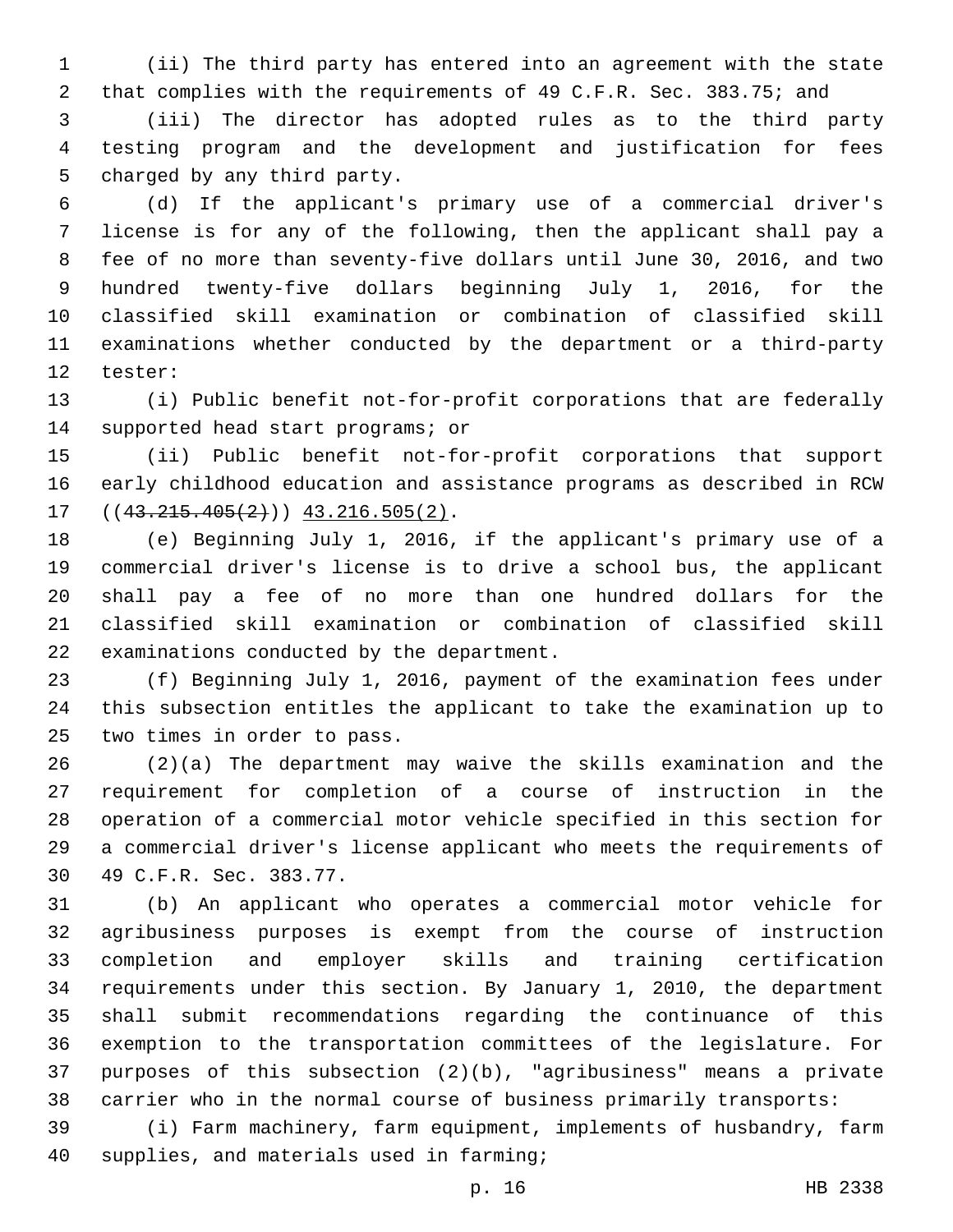(ii) The third party has entered into an agreement with the state that complies with the requirements of 49 C.F.R. Sec. 383.75; and

(iii) The director has adopted rules as to the third party testing program and the development and justification for fees charged by any third party.

(d) If the applicant's primary use of a commercial driver's license is for any of the following, then the applicant shall pay a fee of no more than seventy-five dollars until June 30, 2016, and two hundred twenty-five dollars beginning July 1, 2016, for the classified skill examination or combination of classified skill examinations whether conducted by the department or a third-party tester:

(i) Public benefit not-for-profit corporations that are federally supported head start programs; or

(ii) Public benefit not-for-profit corporations that support early childhood education and assistance programs as described in RCW ((~~43.215.405(2)~~)) <u>43.216.505(2)</u>.

(e) Beginning July 1, 2016, if the applicant's primary use of a commercial driver's license is to drive a school bus, the applicant shall pay a fee of no more than one hundred dollars for the classified skill examination or combination of classified skill examinations conducted by the department.

(f) Beginning July 1, 2016, payment of the examination fees under this subsection entitles the applicant to take the examination up to two times in order to pass.

(2)(a) The department may waive the skills examination and the requirement for completion of a course of instruction in the operation of a commercial motor vehicle specified in this section for a commercial driver's license applicant who meets the requirements of 49 C.F.R. Sec. 383.77.

(b) An applicant who operates a commercial motor vehicle for agribusiness purposes is exempt from the course of instruction completion and employer skills and training certification requirements under this section. By January 1, 2010, the department shall submit recommendations regarding the continuance of this exemption to the transportation committees of the legislature. For purposes of this subsection (2)(b), "agribusiness" means a private carrier who in the normal course of business primarily transports:

(i) Farm machinery, farm equipment, implements of husbandry, farm supplies, and materials used in farming;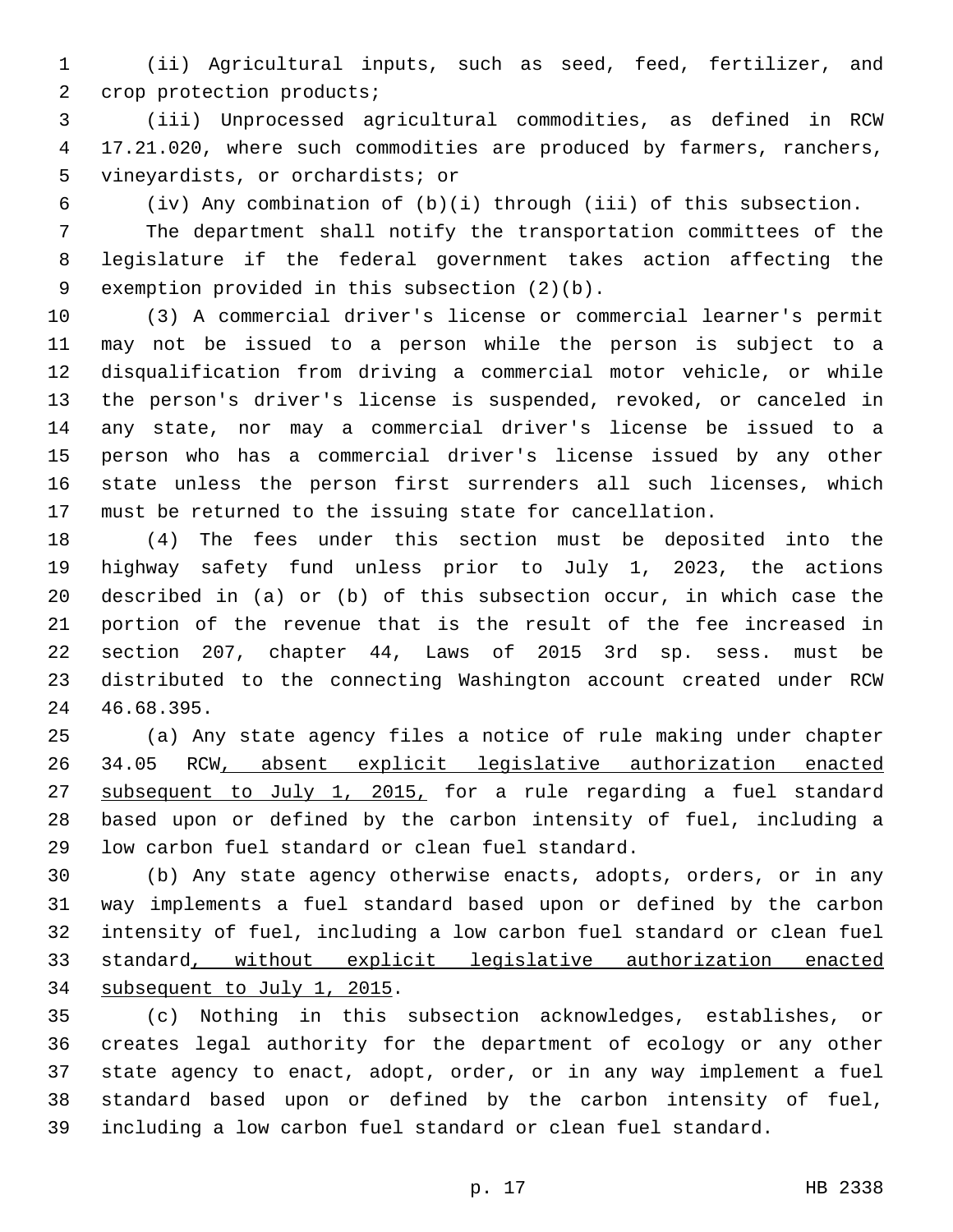(ii) Agricultural inputs, such as seed, feed, fertilizer, and crop protection products;

(iii) Unprocessed agricultural commodities, as defined in RCW 17.21.020, where such commodities are produced by farmers, ranchers, vineyardists, or orchardists; or

(iv) Any combination of (b)(i) through (iii) of this subsection.

The department shall notify the transportation committees of the legislature if the federal government takes action affecting the exemption provided in this subsection (2)(b).

(3) A commercial driver's license or commercial learner's permit may not be issued to a person while the person is subject to a disqualification from driving a commercial motor vehicle, or while the person's driver's license is suspended, revoked, or canceled in any state, nor may a commercial driver's license be issued to a person who has a commercial driver's license issued by any other state unless the person first surrenders all such licenses, which must be returned to the issuing state for cancellation.

(4) The fees under this section must be deposited into the highway safety fund unless prior to July 1, 2023, the actions described in (a) or (b) of this subsection occur, in which case the portion of the revenue that is the result of the fee increased in section 207, chapter 44, Laws of 2015 3rd sp. sess. must be distributed to the connecting Washington account created under RCW 46.68.395.

(a) Any state agency files a notice of rule making under chapter 34.05 RCW<u>, absent explicit legislative authorization enacted subsequent to July 1, 2015,</u> for a rule regarding a fuel standard based upon or defined by the carbon intensity of fuel, including a low carbon fuel standard or clean fuel standard.

(b) Any state agency otherwise enacts, adopts, orders, or in any way implements a fuel standard based upon or defined by the carbon intensity of fuel, including a low carbon fuel standard or clean fuel standard<u>, without explicit legislative authorization enacted subsequent to July 1, 2015</u>.

(c) Nothing in this subsection acknowledges, establishes, or creates legal authority for the department of ecology or any other state agency to enact, adopt, order, or in any way implement a fuel standard based upon or defined by the carbon intensity of fuel, including a low carbon fuel standard or clean fuel standard.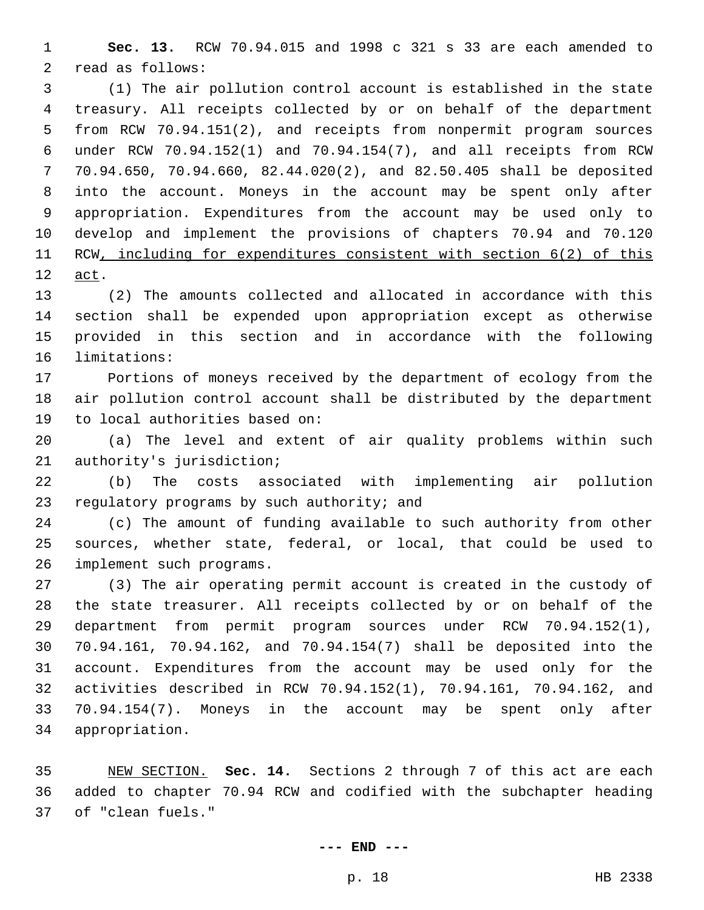**Sec. 13.** RCW 70.94.015 and 1998 c 321 s 33 are each amended to read as follows:

(1) The air pollution control account is established in the state treasury. All receipts collected by or on behalf of the department from RCW 70.94.151(2), and receipts from nonpermit program sources under RCW 70.94.152(1) and 70.94.154(7), and all receipts from RCW 70.94.650, 70.94.660, 82.44.020(2), and 82.50.405 shall be deposited into the account. Moneys in the account may be spent only after appropriation. Expenditures from the account may be used only to develop and implement the provisions of chapters 70.94 and 70.120 RCW<u>, including for expenditures consistent with section 6(2) of this act</u>.

(2) The amounts collected and allocated in accordance with this section shall be expended upon appropriation except as otherwise provided in this section and in accordance with the following limitations:

Portions of moneys received by the department of ecology from the air pollution control account shall be distributed by the department to local authorities based on:

(a) The level and extent of air quality problems within such authority's jurisdiction;

(b) The costs associated with implementing air pollution regulatory programs by such authority; and

(c) The amount of funding available to such authority from other sources, whether state, federal, or local, that could be used to implement such programs.

(3) The air operating permit account is created in the custody of the state treasurer. All receipts collected by or on behalf of the department from permit program sources under RCW 70.94.152(1), 70.94.161, 70.94.162, and 70.94.154(7) shall be deposited into the account. Expenditures from the account may be used only for the activities described in RCW 70.94.152(1), 70.94.161, 70.94.162, and 70.94.154(7). Moneys in the account may be spent only after appropriation.

<u>NEW SECTION.</u> **Sec. 14.** Sections 2 through 7 of this act are each added to chapter 70.94 RCW and codified with the subchapter heading of "clean fuels."

**--- END ---**